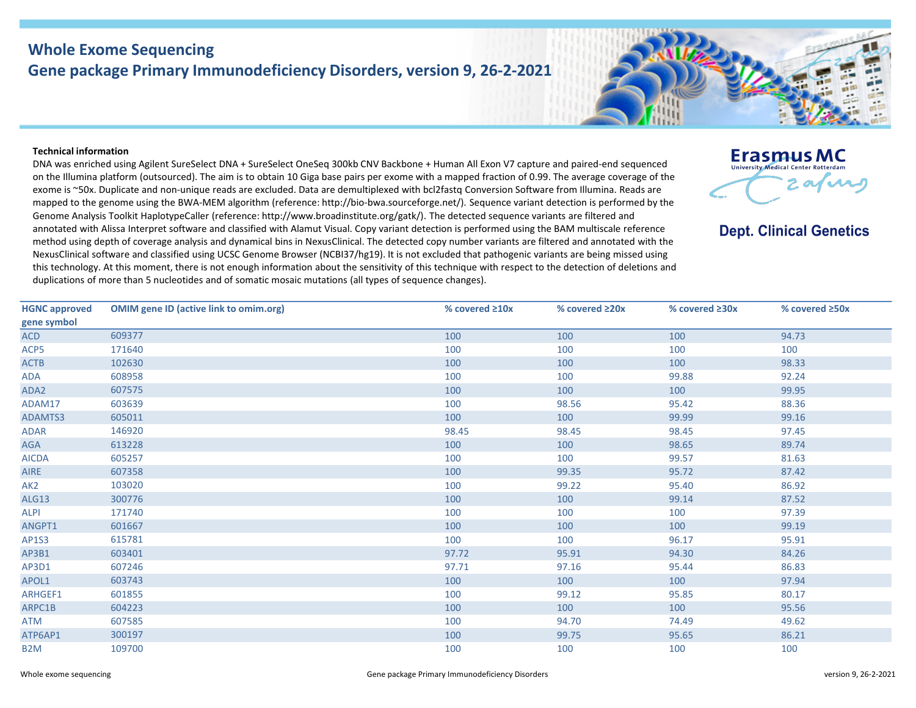# Whole Exome Sequencing
## Gene package Primary Immunodeficiency Disorders, version 9, 26-2-2021

Erasmus MC
University Medical Center Rotterdam

**Dept. Clinical Genetics**

**Technical information**

DNA was enriched using Agilent SureSelect DNA + SureSelect OneSeq 300kb CNV Backbone + Human All Exon V7 capture and paired-end sequenced on the Illumina platform (outsourced). The aim is to obtain 10 Giga base pairs per exome with a mapped fraction of 0.99. The average coverage of the exome is ~50x. Duplicate and non-unique reads are excluded. Data are demultiplexed with bcl2fastq Conversion Software from Illumina. Reads are mapped to the genome using the BWA-MEM algorithm (reference: http://bio-bwa.sourceforge.net/). Sequence variant detection is performed by the Genome Analysis Toolkit HaplotypeCaller (reference: http://www.broadinstitute.org/gatk/). The detected sequence variants are filtered and annotated with Alissa Interpret software and classified with Alamut Visual. Copy variant detection is performed using the BAM multiscale reference method using depth of coverage analysis and dynamical bins in NexusClinical. The detected copy number variants are filtered and annotated with the NexusClinical software and classified using UCSC Genome Browser (NCBI37/hg19). It is not excluded that pathogenic variants are being missed using this technology. At this moment, there is not enough information about the sensitivity of this technique with respect to the detection of deletions and duplications of more than 5 nucleotides and of somatic mosaic mutations (all types of sequence changes).

| HGNC approved gene symbol | OMIM gene ID (active link to omim.org) | % covered ≥10x | % covered ≥20x | % covered ≥30x | % covered ≥50x |
|---|---|---|---|---|---|
| ACD | 609377 | 100 | 100 | 100 | 94.73 |
| ACP5 | 171640 | 100 | 100 | 100 | 100 |
| ACTB | 102630 | 100 | 100 | 100 | 98.33 |
| ADA | 608958 | 100 | 100 | 99.88 | 92.24 |
| ADA2 | 607575 | 100 | 100 | 100 | 99.95 |
| ADAM17 | 603639 | 100 | 98.56 | 95.42 | 88.36 |
| ADAMTS3 | 605011 | 100 | 100 | 99.99 | 99.16 |
| ADAR | 146920 | 98.45 | 98.45 | 98.45 | 97.45 |
| AGA | 613228 | 100 | 100 | 98.65 | 89.74 |
| AICDA | 605257 | 100 | 100 | 99.57 | 81.63 |
| AIRE | 607358 | 100 | 99.35 | 95.72 | 87.42 |
| AK2 | 103020 | 100 | 99.22 | 95.40 | 86.92 |
| ALG13 | 300776 | 100 | 100 | 99.14 | 87.52 |
| ALPI | 171740 | 100 | 100 | 100 | 97.39 |
| ANGPT1 | 601667 | 100 | 100 | 100 | 99.19 |
| AP1S3 | 615781 | 100 | 100 | 96.17 | 95.91 |
| AP3B1 | 603401 | 97.72 | 95.91 | 94.30 | 84.26 |
| AP3D1 | 607246 | 97.71 | 97.16 | 95.44 | 86.83 |
| APOL1 | 603743 | 100 | 100 | 100 | 97.94 |
| ARHGEF1 | 601855 | 100 | 99.12 | 95.85 | 80.17 |
| ARPC1B | 604223 | 100 | 100 | 100 | 95.56 |
| ATM | 607585 | 100 | 94.70 | 74.49 | 49.62 |
| ATP6AP1 | 300197 | 100 | 99.75 | 95.65 | 86.21 |
| B2M | 109700 | 100 | 100 | 100 | 100 |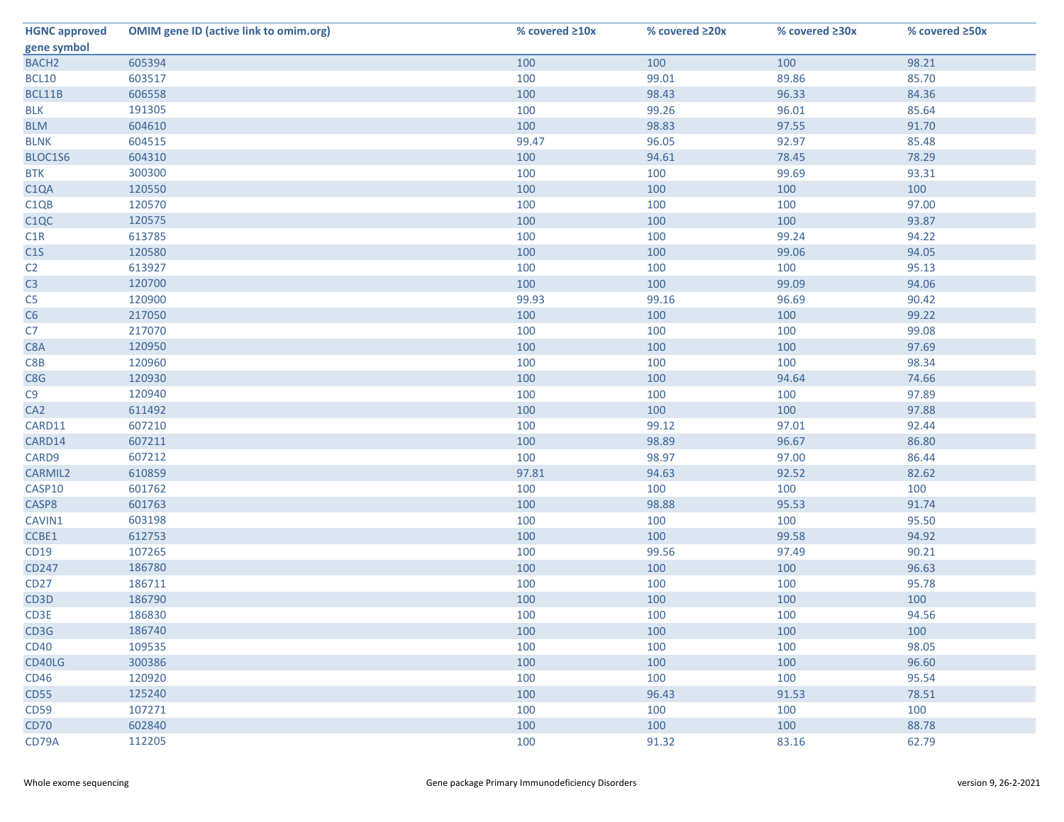| HGNC approved gene symbol | OMIM gene ID (active link to omim.org) | % covered ≥10x | % covered ≥20x | % covered ≥30x | % covered ≥50x |
|---|---|---|---|---|---|
| BACH2 | 605394 | 100 | 100 | 100 | 98.21 |
| BCL10 | 603517 | 100 | 99.01 | 89.86 | 85.70 |
| BCL11B | 606558 | 100 | 98.43 | 96.33 | 84.36 |
| BLK | 191305 | 100 | 99.26 | 96.01 | 85.64 |
| BLM | 604610 | 100 | 98.83 | 97.55 | 91.70 |
| BLNK | 604515 | 99.47 | 96.05 | 92.97 | 85.48 |
| BLOC1S6 | 604310 | 100 | 94.61 | 78.45 | 78.29 |
| BTK | 300300 | 100 | 100 | 99.69 | 93.31 |
| C1QA | 120550 | 100 | 100 | 100 | 100 |
| C1QB | 120570 | 100 | 100 | 100 | 97.00 |
| C1QC | 120575 | 100 | 100 | 100 | 93.87 |
| C1R | 613785 | 100 | 100 | 99.24 | 94.22 |
| C1S | 120580 | 100 | 100 | 99.06 | 94.05 |
| C2 | 613927 | 100 | 100 | 100 | 95.13 |
| C3 | 120700 | 100 | 100 | 99.09 | 94.06 |
| C5 | 120900 | 99.93 | 99.16 | 96.69 | 90.42 |
| C6 | 217050 | 100 | 100 | 100 | 99.22 |
| C7 | 217070 | 100 | 100 | 100 | 99.08 |
| C8A | 120950 | 100 | 100 | 100 | 97.69 |
| C8B | 120960 | 100 | 100 | 100 | 98.34 |
| C8G | 120930 | 100 | 100 | 94.64 | 74.66 |
| C9 | 120940 | 100 | 100 | 100 | 97.89 |
| CA2 | 611492 | 100 | 100 | 100 | 97.88 |
| CARD11 | 607210 | 100 | 99.12 | 97.01 | 92.44 |
| CARD14 | 607211 | 100 | 98.89 | 96.67 | 86.80 |
| CARD9 | 607212 | 100 | 98.97 | 97.00 | 86.44 |
| CARMIL2 | 610859 | 97.81 | 94.63 | 92.52 | 82.62 |
| CASP10 | 601762 | 100 | 100 | 100 | 100 |
| CASP8 | 601763 | 100 | 98.88 | 95.53 | 91.74 |
| CAVIN1 | 603198 | 100 | 100 | 100 | 95.50 |
| CCBE1 | 612753 | 100 | 100 | 99.58 | 94.92 |
| CD19 | 107265 | 100 | 99.56 | 97.49 | 90.21 |
| CD247 | 186780 | 100 | 100 | 100 | 96.63 |
| CD27 | 186711 | 100 | 100 | 100 | 95.78 |
| CD3D | 186790 | 100 | 100 | 100 | 100 |
| CD3E | 186830 | 100 | 100 | 100 | 94.56 |
| CD3G | 186740 | 100 | 100 | 100 | 100 |
| CD40 | 109535 | 100 | 100 | 100 | 98.05 |
| CD40LG | 300386 | 100 | 100 | 100 | 96.60 |
| CD46 | 120920 | 100 | 100 | 100 | 95.54 |
| CD55 | 125240 | 100 | 96.43 | 91.53 | 78.51 |
| CD59 | 107271 | 100 | 100 | 100 | 100 |
| CD70 | 602840 | 100 | 100 | 100 | 88.78 |
| CD79A | 112205 | 100 | 91.32 | 83.16 | 62.79 |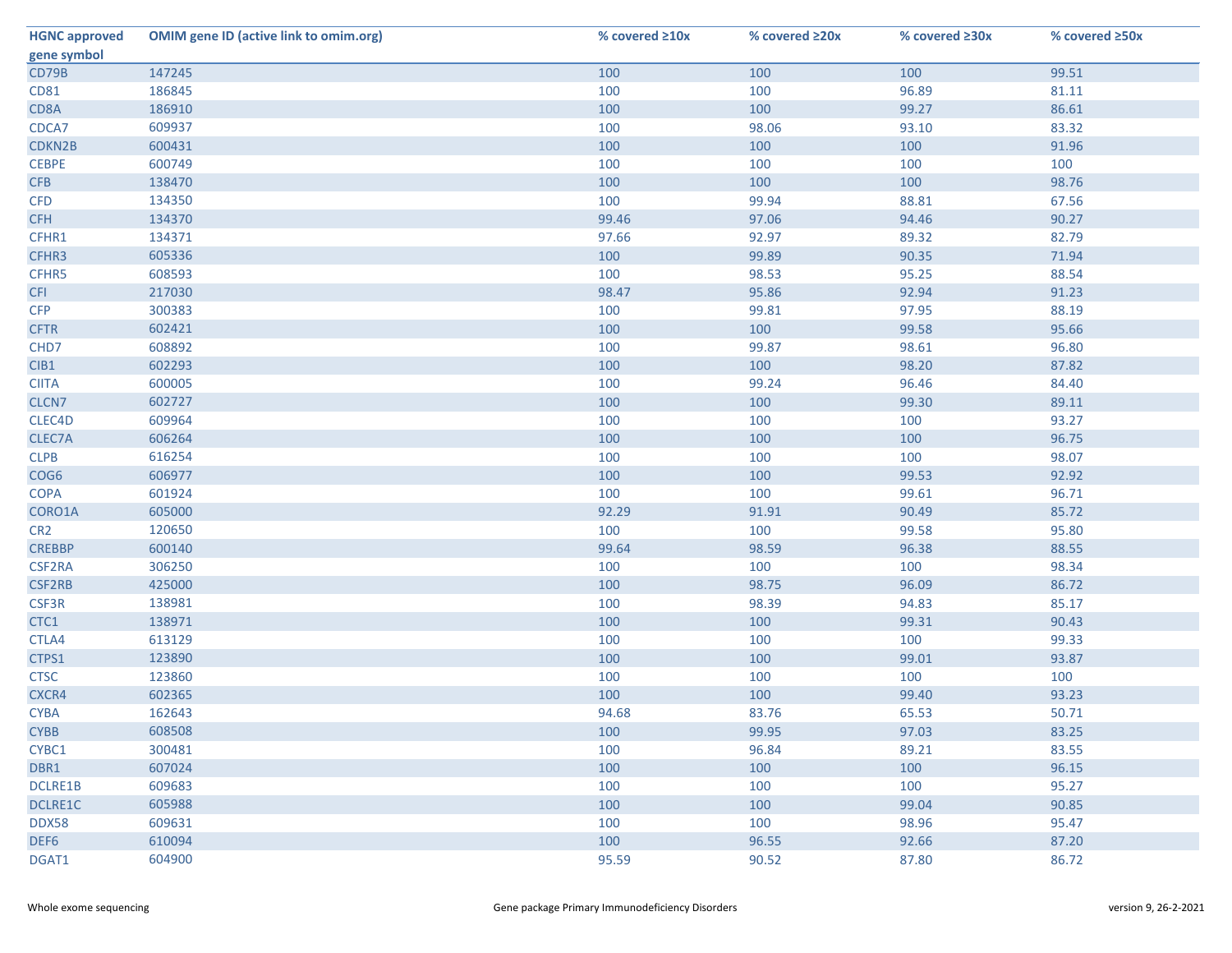| HGNC approved gene symbol | OMIM gene ID (active link to omim.org) | % covered ≥10x | % covered ≥20x | % covered ≥30x | % covered ≥50x |
|---|---|---|---|---|---|
| CD79B | 147245 | 100 | 100 | 100 | 99.51 |
| CD81 | 186845 | 100 | 100 | 96.89 | 81.11 |
| CD8A | 186910 | 100 | 100 | 99.27 | 86.61 |
| CDCA7 | 609937 | 100 | 98.06 | 93.10 | 83.32 |
| CDKN2B | 600431 | 100 | 100 | 100 | 91.96 |
| CEBPE | 600749 | 100 | 100 | 100 | 100 |
| CFB | 138470 | 100 | 100 | 100 | 98.76 |
| CFD | 134350 | 100 | 99.94 | 88.81 | 67.56 |
| CFH | 134370 | 99.46 | 97.06 | 94.46 | 90.27 |
| CFHR1 | 134371 | 97.66 | 92.97 | 89.32 | 82.79 |
| CFHR3 | 605336 | 100 | 99.89 | 90.35 | 71.94 |
| CFHR5 | 608593 | 100 | 98.53 | 95.25 | 88.54 |
| CFI | 217030 | 98.47 | 95.86 | 92.94 | 91.23 |
| CFP | 300383 | 100 | 99.81 | 97.95 | 88.19 |
| CFTR | 602421 | 100 | 100 | 99.58 | 95.66 |
| CHD7 | 608892 | 100 | 99.87 | 98.61 | 96.80 |
| CIB1 | 602293 | 100 | 100 | 98.20 | 87.82 |
| CIITA | 600005 | 100 | 99.24 | 96.46 | 84.40 |
| CLCN7 | 602727 | 100 | 100 | 99.30 | 89.11 |
| CLEC4D | 609964 | 100 | 100 | 100 | 93.27 |
| CLEC7A | 606264 | 100 | 100 | 100 | 96.75 |
| CLPB | 616254 | 100 | 100 | 100 | 98.07 |
| COG6 | 606977 | 100 | 100 | 99.53 | 92.92 |
| COPA | 601924 | 100 | 100 | 99.61 | 96.71 |
| CORO1A | 605000 | 92.29 | 91.91 | 90.49 | 85.72 |
| CR2 | 120650 | 100 | 100 | 99.58 | 95.80 |
| CREBBP | 600140 | 99.64 | 98.59 | 96.38 | 88.55 |
| CSF2RA | 306250 | 100 | 100 | 100 | 98.34 |
| CSF2RB | 425000 | 100 | 98.75 | 96.09 | 86.72 |
| CSF3R | 138981 | 100 | 98.39 | 94.83 | 85.17 |
| CTC1 | 138971 | 100 | 100 | 99.31 | 90.43 |
| CTLA4 | 613129 | 100 | 100 | 100 | 99.33 |
| CTPS1 | 123890 | 100 | 100 | 99.01 | 93.87 |
| CTSC | 123860 | 100 | 100 | 100 | 100 |
| CXCR4 | 602365 | 100 | 100 | 99.40 | 93.23 |
| CYBA | 162643 | 94.68 | 83.76 | 65.53 | 50.71 |
| CYBB | 608508 | 100 | 99.95 | 97.03 | 83.25 |
| CYBC1 | 300481 | 100 | 96.84 | 89.21 | 83.55 |
| DBR1 | 607024 | 100 | 100 | 100 | 96.15 |
| DCLRE1B | 609683 | 100 | 100 | 100 | 95.27 |
| DCLRE1C | 605988 | 100 | 100 | 99.04 | 90.85 |
| DDX58 | 609631 | 100 | 100 | 98.96 | 95.47 |
| DEF6 | 610094 | 100 | 96.55 | 92.66 | 87.20 |
| DGAT1 | 604900 | 95.59 | 90.52 | 87.80 | 86.72 |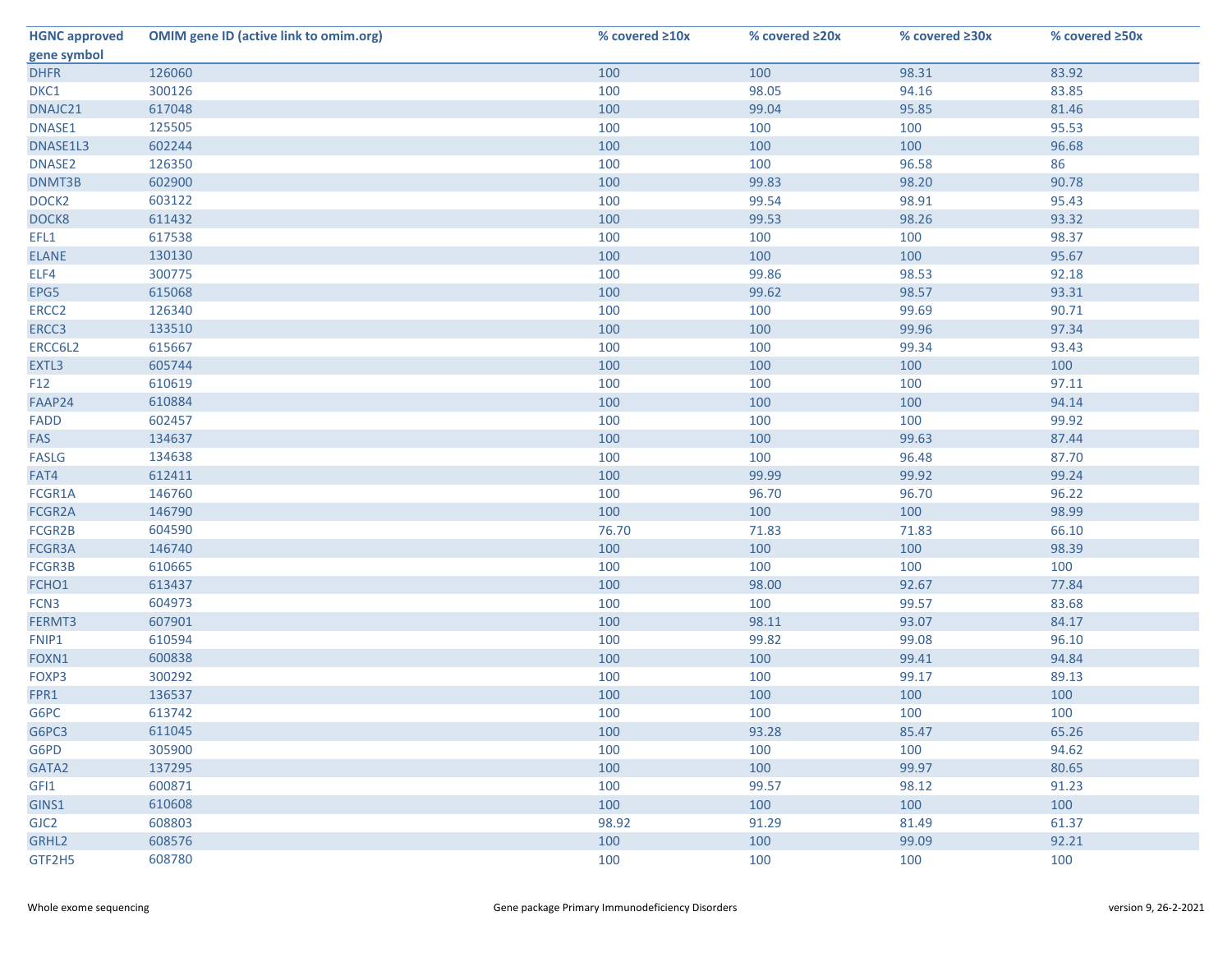| HGNC approved gene symbol | OMIM gene ID (active link to omim.org) | % covered ≥10x | % covered ≥20x | % covered ≥30x | % covered ≥50x |
|---|---|---|---|---|---|
| DHFR | 126060 | 100 | 100 | 98.31 | 83.92 |
| DKC1 | 300126 | 100 | 98.05 | 94.16 | 83.85 |
| DNAJC21 | 617048 | 100 | 99.04 | 95.85 | 81.46 |
| DNASE1 | 125505 | 100 | 100 | 100 | 95.53 |
| DNASE1L3 | 602244 | 100 | 100 | 100 | 96.68 |
| DNASE2 | 126350 | 100 | 100 | 96.58 | 86 |
| DNMT3B | 602900 | 100 | 99.83 | 98.20 | 90.78 |
| DOCK2 | 603122 | 100 | 99.54 | 98.91 | 95.43 |
| DOCK8 | 611432 | 100 | 99.53 | 98.26 | 93.32 |
| EFL1 | 617538 | 100 | 100 | 100 | 98.37 |
| ELANE | 130130 | 100 | 100 | 100 | 95.67 |
| ELF4 | 300775 | 100 | 99.86 | 98.53 | 92.18 |
| EPG5 | 615068 | 100 | 99.62 | 98.57 | 93.31 |
| ERCC2 | 126340 | 100 | 100 | 99.69 | 90.71 |
| ERCC3 | 133510 | 100 | 100 | 99.96 | 97.34 |
| ERCC6L2 | 615667 | 100 | 100 | 99.34 | 93.43 |
| EXTL3 | 605744 | 100 | 100 | 100 | 100 |
| F12 | 610619 | 100 | 100 | 100 | 97.11 |
| FAAP24 | 610884 | 100 | 100 | 100 | 94.14 |
| FADD | 602457 | 100 | 100 | 100 | 99.92 |
| FAS | 134637 | 100 | 100 | 99.63 | 87.44 |
| FASLG | 134638 | 100 | 100 | 96.48 | 87.70 |
| FAT4 | 612411 | 100 | 99.99 | 99.92 | 99.24 |
| FCGR1A | 146760 | 100 | 96.70 | 96.70 | 96.22 |
| FCGR2A | 146790 | 100 | 100 | 100 | 98.99 |
| FCGR2B | 604590 | 76.70 | 71.83 | 71.83 | 66.10 |
| FCGR3A | 146740 | 100 | 100 | 100 | 98.39 |
| FCGR3B | 610665 | 100 | 100 | 100 | 100 |
| FCHO1 | 613437 | 100 | 98.00 | 92.67 | 77.84 |
| FCN3 | 604973 | 100 | 100 | 99.57 | 83.68 |
| FERMT3 | 607901 | 100 | 98.11 | 93.07 | 84.17 |
| FNIP1 | 610594 | 100 | 99.82 | 99.08 | 96.10 |
| FOXN1 | 600838 | 100 | 100 | 99.41 | 94.84 |
| FOXP3 | 300292 | 100 | 100 | 99.17 | 89.13 |
| FPR1 | 136537 | 100 | 100 | 100 | 100 |
| G6PC | 613742 | 100 | 100 | 100 | 100 |
| G6PC3 | 611045 | 100 | 93.28 | 85.47 | 65.26 |
| G6PD | 305900 | 100 | 100 | 100 | 94.62 |
| GATA2 | 137295 | 100 | 100 | 99.97 | 80.65 |
| GFI1 | 600871 | 100 | 99.57 | 98.12 | 91.23 |
| GINS1 | 610608 | 100 | 100 | 100 | 100 |
| GJC2 | 608803 | 98.92 | 91.29 | 81.49 | 61.37 |
| GRHL2 | 608576 | 100 | 100 | 99.09 | 92.21 |
| GTF2H5 | 608780 | 100 | 100 | 100 | 100 |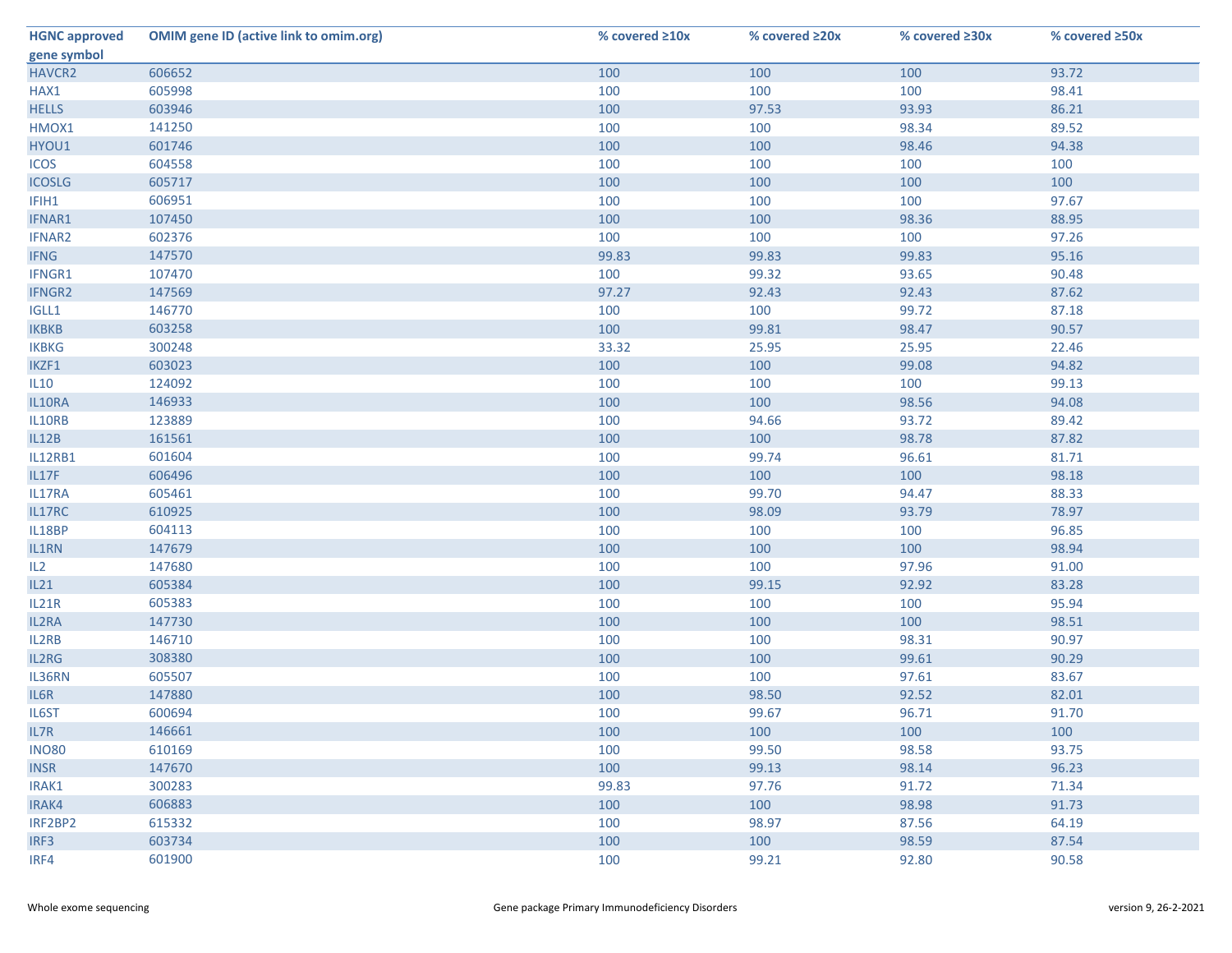| HGNC approved gene symbol | OMIM gene ID (active link to omim.org) | % covered ≥10x | % covered ≥20x | % covered ≥30x | % covered ≥50x |
|---|---|---|---|---|---|
| HAVCR2 | 606652 | 100 | 100 | 100 | 93.72 |
| HAX1 | 605998 | 100 | 100 | 100 | 98.41 |
| HELLS | 603946 | 100 | 97.53 | 93.93 | 86.21 |
| HMOX1 | 141250 | 100 | 100 | 98.34 | 89.52 |
| HYOU1 | 601746 | 100 | 100 | 98.46 | 94.38 |
| ICOS | 604558 | 100 | 100 | 100 | 100 |
| ICOSLG | 605717 | 100 | 100 | 100 | 100 |
| IFIH1 | 606951 | 100 | 100 | 100 | 97.67 |
| IFNAR1 | 107450 | 100 | 100 | 98.36 | 88.95 |
| IFNAR2 | 602376 | 100 | 100 | 100 | 97.26 |
| IFNG | 147570 | 99.83 | 99.83 | 99.83 | 95.16 |
| IFNGR1 | 107470 | 100 | 99.32 | 93.65 | 90.48 |
| IFNGR2 | 147569 | 97.27 | 92.43 | 92.43 | 87.62 |
| IGLL1 | 146770 | 100 | 100 | 99.72 | 87.18 |
| IKBKB | 603258 | 100 | 99.81 | 98.47 | 90.57 |
| IKBKG | 300248 | 33.32 | 25.95 | 25.95 | 22.46 |
| IKZF1 | 603023 | 100 | 100 | 99.08 | 94.82 |
| IL10 | 124092 | 100 | 100 | 100 | 99.13 |
| IL10RA | 146933 | 100 | 100 | 98.56 | 94.08 |
| IL10RB | 123889 | 100 | 94.66 | 93.72 | 89.42 |
| IL12B | 161561 | 100 | 100 | 98.78 | 87.82 |
| IL12RB1 | 601604 | 100 | 99.74 | 96.61 | 81.71 |
| IL17F | 606496 | 100 | 100 | 100 | 98.18 |
| IL17RA | 605461 | 100 | 99.70 | 94.47 | 88.33 |
| IL17RC | 610925 | 100 | 98.09 | 93.79 | 78.97 |
| IL18BP | 604113 | 100 | 100 | 100 | 96.85 |
| IL1RN | 147679 | 100 | 100 | 100 | 98.94 |
| IL2 | 147680 | 100 | 100 | 97.96 | 91.00 |
| IL21 | 605384 | 100 | 99.15 | 92.92 | 83.28 |
| IL21R | 605383 | 100 | 100 | 100 | 95.94 |
| IL2RA | 147730 | 100 | 100 | 100 | 98.51 |
| IL2RB | 146710 | 100 | 100 | 98.31 | 90.97 |
| IL2RG | 308380 | 100 | 100 | 99.61 | 90.29 |
| IL36RN | 605507 | 100 | 100 | 97.61 | 83.67 |
| IL6R | 147880 | 100 | 98.50 | 92.52 | 82.01 |
| IL6ST | 600694 | 100 | 99.67 | 96.71 | 91.70 |
| IL7R | 146661 | 100 | 100 | 100 | 100 |
| INO80 | 610169 | 100 | 99.50 | 98.58 | 93.75 |
| INSR | 147670 | 100 | 99.13 | 98.14 | 96.23 |
| IRAK1 | 300283 | 99.83 | 97.76 | 91.72 | 71.34 |
| IRAK4 | 606883 | 100 | 100 | 98.98 | 91.73 |
| IRF2BP2 | 615332 | 100 | 98.97 | 87.56 | 64.19 |
| IRF3 | 603734 | 100 | 100 | 98.59 | 87.54 |
| IRF4 | 601900 | 100 | 99.21 | 92.80 | 90.58 |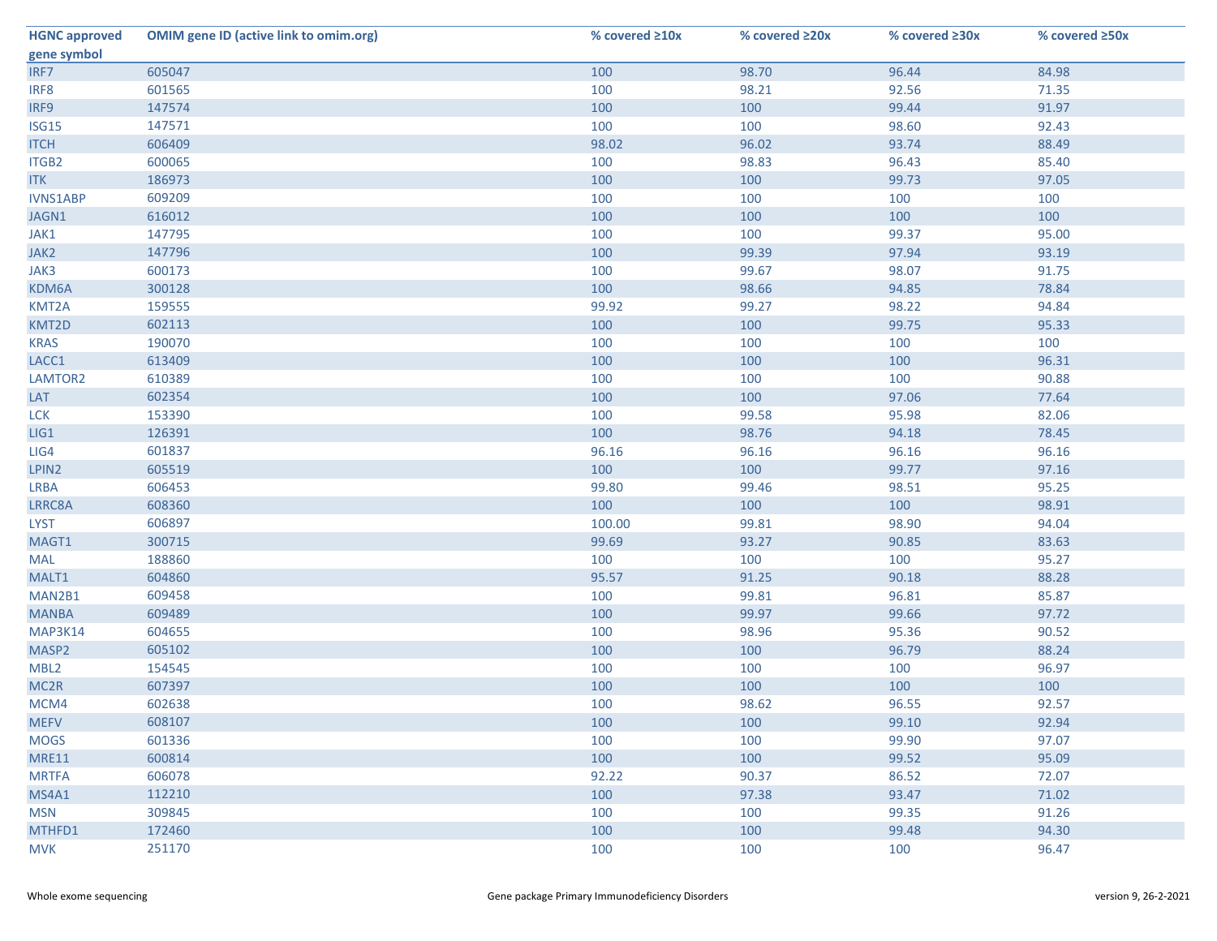| HGNC approved gene symbol | OMIM gene ID (active link to omim.org) | % covered ≥10x | % covered ≥20x | % covered ≥30x | % covered ≥50x |
|---|---|---|---|---|---|
| IRF7 | 605047 | 100 | 98.70 | 96.44 | 84.98 |
| IRF8 | 601565 | 100 | 98.21 | 92.56 | 71.35 |
| IRF9 | 147574 | 100 | 100 | 99.44 | 91.97 |
| ISG15 | 147571 | 100 | 100 | 98.60 | 92.43 |
| ITCH | 606409 | 98.02 | 96.02 | 93.74 | 88.49 |
| ITGB2 | 600065 | 100 | 98.83 | 96.43 | 85.40 |
| ITK | 186973 | 100 | 100 | 99.73 | 97.05 |
| IVNS1ABP | 609209 | 100 | 100 | 100 | 100 |
| JAGN1 | 616012 | 100 | 100 | 100 | 100 |
| JAK1 | 147795 | 100 | 100 | 99.37 | 95.00 |
| JAK2 | 147796 | 100 | 99.39 | 97.94 | 93.19 |
| JAK3 | 600173 | 100 | 99.67 | 98.07 | 91.75 |
| KDM6A | 300128 | 100 | 98.66 | 94.85 | 78.84 |
| KMT2A | 159555 | 99.92 | 99.27 | 98.22 | 94.84 |
| KMT2D | 602113 | 100 | 100 | 99.75 | 95.33 |
| KRAS | 190070 | 100 | 100 | 100 | 100 |
| LACC1 | 613409 | 100 | 100 | 100 | 96.31 |
| LAMTOR2 | 610389 | 100 | 100 | 100 | 90.88 |
| LAT | 602354 | 100 | 100 | 97.06 | 77.64 |
| LCK | 153390 | 100 | 99.58 | 95.98 | 82.06 |
| LIG1 | 126391 | 100 | 98.76 | 94.18 | 78.45 |
| LIG4 | 601837 | 96.16 | 96.16 | 96.16 | 96.16 |
| LPIN2 | 605519 | 100 | 100 | 99.77 | 97.16 |
| LRBA | 606453 | 99.80 | 99.46 | 98.51 | 95.25 |
| LRRC8A | 608360 | 100 | 100 | 100 | 98.91 |
| LYST | 606897 | 100.00 | 99.81 | 98.90 | 94.04 |
| MAGT1 | 300715 | 99.69 | 93.27 | 90.85 | 83.63 |
| MAL | 188860 | 100 | 100 | 100 | 95.27 |
| MALT1 | 604860 | 95.57 | 91.25 | 90.18 | 88.28 |
| MAN2B1 | 609458 | 100 | 99.81 | 96.81 | 85.87 |
| MANBA | 609489 | 100 | 99.97 | 99.66 | 97.72 |
| MAP3K14 | 604655 | 100 | 98.96 | 95.36 | 90.52 |
| MASP2 | 605102 | 100 | 100 | 96.79 | 88.24 |
| MBL2 | 154545 | 100 | 100 | 100 | 96.97 |
| MC2R | 607397 | 100 | 100 | 100 | 100 |
| MCM4 | 602638 | 100 | 98.62 | 96.55 | 92.57 |
| MEFV | 608107 | 100 | 100 | 99.10 | 92.94 |
| MOGS | 601336 | 100 | 100 | 99.90 | 97.07 |
| MRE11 | 600814 | 100 | 100 | 99.52 | 95.09 |
| MRTFA | 606078 | 92.22 | 90.37 | 86.52 | 72.07 |
| MS4A1 | 112210 | 100 | 97.38 | 93.47 | 71.02 |
| MSN | 309845 | 100 | 100 | 99.35 | 91.26 |
| MTHFD1 | 172460 | 100 | 100 | 99.48 | 94.30 |
| MVK | 251170 | 100 | 100 | 100 | 96.47 |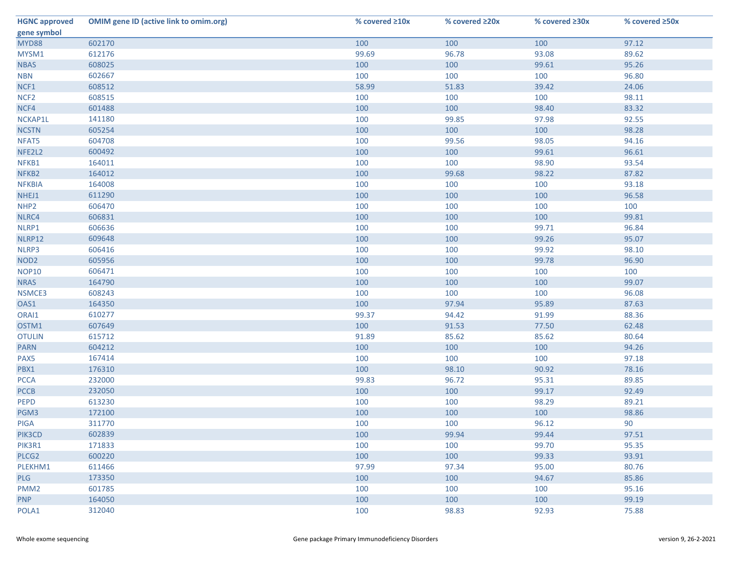| HGNC approved gene symbol | OMIM gene ID (active link to omim.org) | % covered ≥10x | % covered ≥20x | % covered ≥30x | % covered ≥50x |
|---|---|---|---|---|---|
| MYD88 | 602170 | 100 | 100 | 100 | 97.12 |
| MYSM1 | 612176 | 99.69 | 96.78 | 93.08 | 89.62 |
| NBAS | 608025 | 100 | 100 | 99.61 | 95.26 |
| NBN | 602667 | 100 | 100 | 100 | 96.80 |
| NCF1 | 608512 | 58.99 | 51.83 | 39.42 | 24.06 |
| NCF2 | 608515 | 100 | 100 | 100 | 98.11 |
| NCF4 | 601488 | 100 | 100 | 98.40 | 83.32 |
| NCKAP1L | 141180 | 100 | 99.85 | 97.98 | 92.55 |
| NCSTN | 605254 | 100 | 100 | 100 | 98.28 |
| NFAT5 | 604708 | 100 | 99.56 | 98.05 | 94.16 |
| NFE2L2 | 600492 | 100 | 100 | 99.61 | 96.61 |
| NFKB1 | 164011 | 100 | 100 | 98.90 | 93.54 |
| NFKB2 | 164012 | 100 | 99.68 | 98.22 | 87.82 |
| NFKBIA | 164008 | 100 | 100 | 100 | 93.18 |
| NHEJ1 | 611290 | 100 | 100 | 100 | 96.58 |
| NHP2 | 606470 | 100 | 100 | 100 | 100 |
| NLRC4 | 606831 | 100 | 100 | 100 | 99.81 |
| NLRP1 | 606636 | 100 | 100 | 99.71 | 96.84 |
| NLRP12 | 609648 | 100 | 100 | 99.26 | 95.07 |
| NLRP3 | 606416 | 100 | 100 | 99.92 | 98.10 |
| NOD2 | 605956 | 100 | 100 | 99.78 | 96.90 |
| NOP10 | 606471 | 100 | 100 | 100 | 100 |
| NRAS | 164790 | 100 | 100 | 100 | 99.07 |
| NSMCE3 | 608243 | 100 | 100 | 100 | 96.08 |
| OAS1 | 164350 | 100 | 97.94 | 95.89 | 87.63 |
| ORAI1 | 610277 | 99.37 | 94.42 | 91.99 | 88.36 |
| OSTM1 | 607649 | 100 | 91.53 | 77.50 | 62.48 |
| OTULIN | 615712 | 91.89 | 85.62 | 85.62 | 80.64 |
| PARN | 604212 | 100 | 100 | 100 | 94.26 |
| PAX5 | 167414 | 100 | 100 | 100 | 97.18 |
| PBX1 | 176310 | 100 | 98.10 | 90.92 | 78.16 |
| PCCA | 232000 | 99.83 | 96.72 | 95.31 | 89.85 |
| PCCB | 232050 | 100 | 100 | 99.17 | 92.49 |
| PEPD | 613230 | 100 | 100 | 98.29 | 89.21 |
| PGM3 | 172100 | 100 | 100 | 100 | 98.86 |
| PIGA | 311770 | 100 | 100 | 96.12 | 90 |
| PIK3CD | 602839 | 100 | 99.94 | 99.44 | 97.51 |
| PIK3R1 | 171833 | 100 | 100 | 99.70 | 95.35 |
| PLCG2 | 600220 | 100 | 100 | 99.33 | 93.91 |
| PLEKHM1 | 611466 | 97.99 | 97.34 | 95.00 | 80.76 |
| PLG | 173350 | 100 | 100 | 94.67 | 85.86 |
| PMM2 | 601785 | 100 | 100 | 100 | 95.16 |
| PNP | 164050 | 100 | 100 | 100 | 99.19 |
| POLA1 | 312040 | 100 | 98.83 | 92.93 | 75.88 |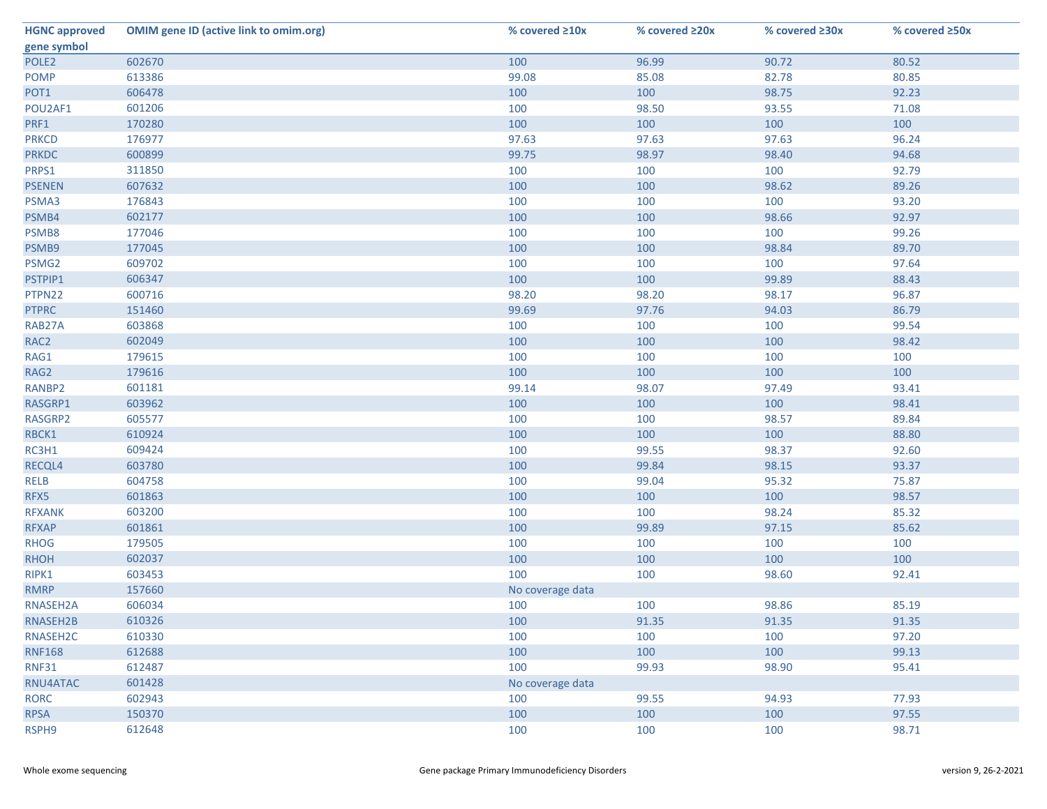| HGNC approved gene symbol | OMIM gene ID (active link to omim.org) | % covered ≥10x | % covered ≥20x | % covered ≥30x | % covered ≥50x |
|---|---|---|---|---|---|
| POLE2 | 602670 | 100 | 96.99 | 90.72 | 80.52 |
| POMP | 613386 | 99.08 | 85.08 | 82.78 | 80.85 |
| POT1 | 606478 | 100 | 100 | 98.75 | 92.23 |
| POU2AF1 | 601206 | 100 | 98.50 | 93.55 | 71.08 |
| PRF1 | 170280 | 100 | 100 | 100 | 100 |
| PRKCD | 176977 | 97.63 | 97.63 | 97.63 | 96.24 |
| PRKDC | 600899 | 99.75 | 98.97 | 98.40 | 94.68 |
| PRPS1 | 311850 | 100 | 100 | 100 | 92.79 |
| PSENEN | 607632 | 100 | 100 | 98.62 | 89.26 |
| PSMA3 | 176843 | 100 | 100 | 100 | 93.20 |
| PSMB4 | 602177 | 100 | 100 | 98.66 | 92.97 |
| PSMB8 | 177046 | 100 | 100 | 100 | 99.26 |
| PSMB9 | 177045 | 100 | 100 | 98.84 | 89.70 |
| PSMG2 | 609702 | 100 | 100 | 100 | 97.64 |
| PSTPIP1 | 606347 | 100 | 100 | 99.89 | 88.43 |
| PTPN22 | 600716 | 98.20 | 98.20 | 98.17 | 96.87 |
| PTPRC | 151460 | 99.69 | 97.76 | 94.03 | 86.79 |
| RAB27A | 603868 | 100 | 100 | 100 | 99.54 |
| RAC2 | 602049 | 100 | 100 | 100 | 98.42 |
| RAG1 | 179615 | 100 | 100 | 100 | 100 |
| RAG2 | 179616 | 100 | 100 | 100 | 100 |
| RANBP2 | 601181 | 99.14 | 98.07 | 97.49 | 93.41 |
| RASGRP1 | 603962 | 100 | 100 | 100 | 98.41 |
| RASGRP2 | 605577 | 100 | 100 | 98.57 | 89.84 |
| RBCK1 | 610924 | 100 | 100 | 100 | 88.80 |
| RC3H1 | 609424 | 100 | 99.55 | 98.37 | 92.60 |
| RECQL4 | 603780 | 100 | 99.84 | 98.15 | 93.37 |
| RELB | 604758 | 100 | 99.04 | 95.32 | 75.87 |
| RFX5 | 601863 | 100 | 100 | 100 | 98.57 |
| RFXANK | 603200 | 100 | 100 | 98.24 | 85.32 |
| RFXAP | 601861 | 100 | 99.89 | 97.15 | 85.62 |
| RHOG | 179505 | 100 | 100 | 100 | 100 |
| RHOH | 602037 | 100 | 100 | 100 | 100 |
| RIPK1 | 603453 | 100 | 100 | 98.60 | 92.41 |
| RMRP | 157660 | No coverage data | | | |
| RNASEH2A | 606034 | 100 | 100 | 98.86 | 85.19 |
| RNASEH2B | 610326 | 100 | 91.35 | 91.35 | 91.35 |
| RNASEH2C | 610330 | 100 | 100 | 100 | 97.20 |
| RNF168 | 612688 | 100 | 100 | 100 | 99.13 |
| RNF31 | 612487 | 100 | 99.93 | 98.90 | 95.41 |
| RNU4ATAC | 601428 | No coverage data | | | |
| RORC | 602943 | 100 | 99.55 | 94.93 | 77.93 |
| RPSA | 150370 | 100 | 100 | 100 | 97.55 |
| RSPH9 | 612648 | 100 | 100 | 100 | 98.71 |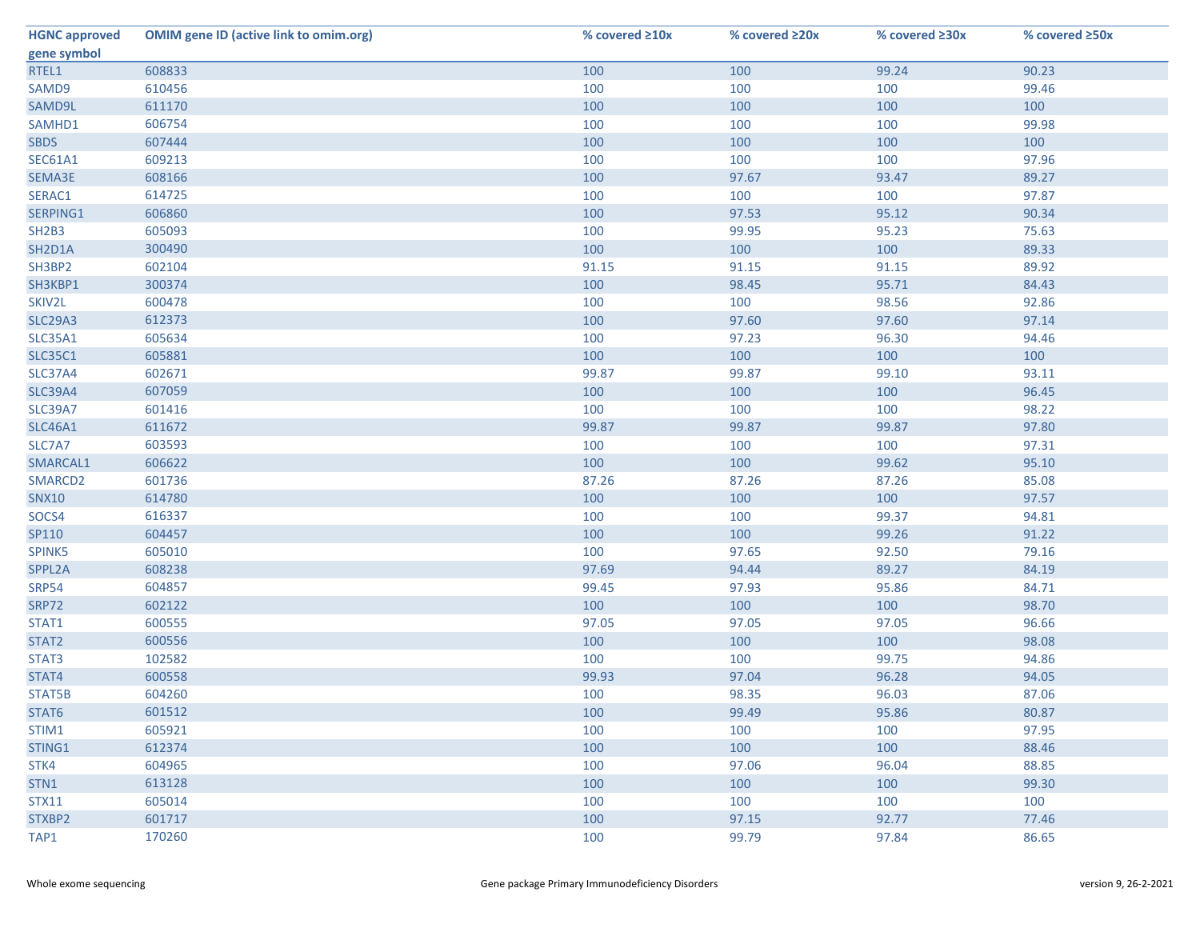| HGNC approved gene symbol | OMIM gene ID (active link to omim.org) | % covered ≥10x | % covered ≥20x | % covered ≥30x | % covered ≥50x |
|---|---|---|---|---|---|
| RTEL1 | 608833 | 100 | 100 | 99.24 | 90.23 |
| SAMD9 | 610456 | 100 | 100 | 100 | 99.46 |
| SAMD9L | 611170 | 100 | 100 | 100 | 100 |
| SAMHD1 | 606754 | 100 | 100 | 100 | 99.98 |
| SBDS | 607444 | 100 | 100 | 100 | 100 |
| SEC61A1 | 609213 | 100 | 100 | 100 | 97.96 |
| SEMA3E | 608166 | 100 | 97.67 | 93.47 | 89.27 |
| SERAC1 | 614725 | 100 | 100 | 100 | 97.87 |
| SERPING1 | 606860 | 100 | 97.53 | 95.12 | 90.34 |
| SH2B3 | 605093 | 100 | 99.95 | 95.23 | 75.63 |
| SH2D1A | 300490 | 100 | 100 | 100 | 89.33 |
| SH3BP2 | 602104 | 91.15 | 91.15 | 91.15 | 89.92 |
| SH3KBP1 | 300374 | 100 | 98.45 | 95.71 | 84.43 |
| SKIV2L | 600478 | 100 | 100 | 98.56 | 92.86 |
| SLC29A3 | 612373 | 100 | 97.60 | 97.60 | 97.14 |
| SLC35A1 | 605634 | 100 | 97.23 | 96.30 | 94.46 |
| SLC35C1 | 605881 | 100 | 100 | 100 | 100 |
| SLC37A4 | 602671 | 99.87 | 99.87 | 99.10 | 93.11 |
| SLC39A4 | 607059 | 100 | 100 | 100 | 96.45 |
| SLC39A7 | 601416 | 100 | 100 | 100 | 98.22 |
| SLC46A1 | 611672 | 99.87 | 99.87 | 99.87 | 97.80 |
| SLC7A7 | 603593 | 100 | 100 | 100 | 97.31 |
| SMARCAL1 | 606622 | 100 | 100 | 99.62 | 95.10 |
| SMARCD2 | 601736 | 87.26 | 87.26 | 87.26 | 85.08 |
| SNX10 | 614780 | 100 | 100 | 100 | 97.57 |
| SOCS4 | 616337 | 100 | 100 | 99.37 | 94.81 |
| SP110 | 604457 | 100 | 100 | 99.26 | 91.22 |
| SPINK5 | 605010 | 100 | 97.65 | 92.50 | 79.16 |
| SPPL2A | 608238 | 97.69 | 94.44 | 89.27 | 84.19 |
| SRP54 | 604857 | 99.45 | 97.93 | 95.86 | 84.71 |
| SRP72 | 602122 | 100 | 100 | 100 | 98.70 |
| STAT1 | 600555 | 97.05 | 97.05 | 97.05 | 96.66 |
| STAT2 | 600556 | 100 | 100 | 100 | 98.08 |
| STAT3 | 102582 | 100 | 100 | 99.75 | 94.86 |
| STAT4 | 600558 | 99.93 | 97.04 | 96.28 | 94.05 |
| STAT5B | 604260 | 100 | 98.35 | 96.03 | 87.06 |
| STAT6 | 601512 | 100 | 99.49 | 95.86 | 80.87 |
| STIM1 | 605921 | 100 | 100 | 100 | 97.95 |
| STING1 | 612374 | 100 | 100 | 100 | 88.46 |
| STK4 | 604965 | 100 | 97.06 | 96.04 | 88.85 |
| STN1 | 613128 | 100 | 100 | 100 | 99.30 |
| STX11 | 605014 | 100 | 100 | 100 | 100 |
| STXBP2 | 601717 | 100 | 97.15 | 92.77 | 77.46 |
| TAP1 | 170260 | 100 | 99.79 | 97.84 | 86.65 |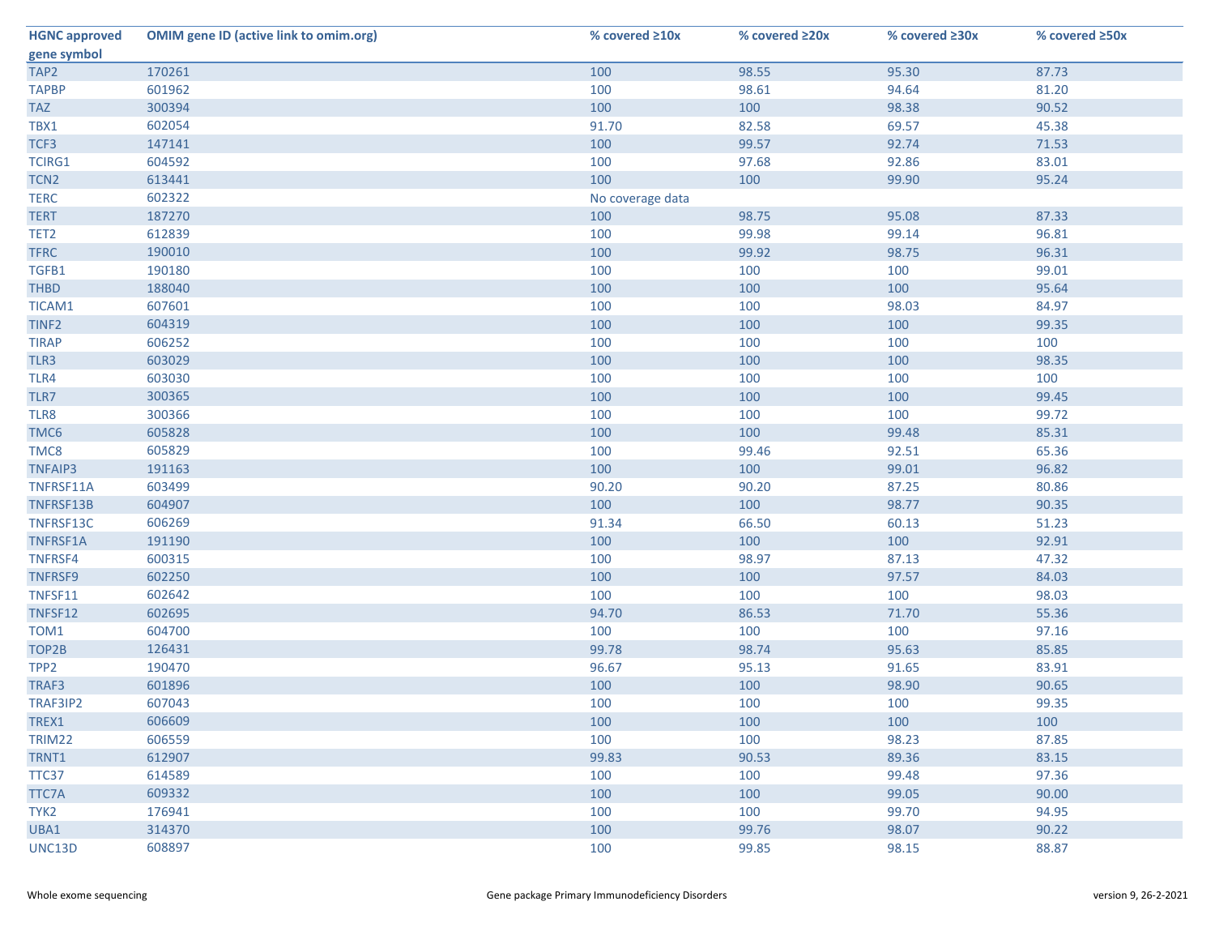| HGNC approved gene symbol | OMIM gene ID (active link to omim.org) | % covered ≥10x | % covered ≥20x | % covered ≥30x | % covered ≥50x |
|---|---|---|---|---|---|
| TAP2 | 170261 | 100 | 98.55 | 95.30 | 87.73 |
| TAPBP | 601962 | 100 | 98.61 | 94.64 | 81.20 |
| TAZ | 300394 | 100 | 100 | 98.38 | 90.52 |
| TBX1 | 602054 | 91.70 | 82.58 | 69.57 | 45.38 |
| TCF3 | 147141 | 100 | 99.57 | 92.74 | 71.53 |
| TCIRG1 | 604592 | 100 | 97.68 | 92.86 | 83.01 |
| TCN2 | 613441 | 100 | 100 | 99.90 | 95.24 |
| TERC | 602322 | No coverage data | | | |
| TERT | 187270 | 100 | 98.75 | 95.08 | 87.33 |
| TET2 | 612839 | 100 | 99.98 | 99.14 | 96.81 |
| TFRC | 190010 | 100 | 99.92 | 98.75 | 96.31 |
| TGFB1 | 190180 | 100 | 100 | 100 | 99.01 |
| THBD | 188040 | 100 | 100 | 100 | 95.64 |
| TICAM1 | 607601 | 100 | 100 | 98.03 | 84.97 |
| TINF2 | 604319 | 100 | 100 | 100 | 99.35 |
| TIRAP | 606252 | 100 | 100 | 100 | 100 |
| TLR3 | 603029 | 100 | 100 | 100 | 98.35 |
| TLR4 | 603030 | 100 | 100 | 100 | 100 |
| TLR7 | 300365 | 100 | 100 | 100 | 99.45 |
| TLR8 | 300366 | 100 | 100 | 100 | 99.72 |
| TMC6 | 605828 | 100 | 100 | 99.48 | 85.31 |
| TMC8 | 605829 | 100 | 99.46 | 92.51 | 65.36 |
| TNFAIP3 | 191163 | 100 | 100 | 99.01 | 96.82 |
| TNFRSF11A | 603499 | 90.20 | 90.20 | 87.25 | 80.86 |
| TNFRSF13B | 604907 | 100 | 100 | 98.77 | 90.35 |
| TNFRSF13C | 606269 | 91.34 | 66.50 | 60.13 | 51.23 |
| TNFRSF1A | 191190 | 100 | 100 | 100 | 92.91 |
| TNFRSF4 | 600315 | 100 | 98.97 | 87.13 | 47.32 |
| TNFRSF9 | 602250 | 100 | 100 | 97.57 | 84.03 |
| TNFSF11 | 602642 | 100 | 100 | 100 | 98.03 |
| TNFSF12 | 602695 | 94.70 | 86.53 | 71.70 | 55.36 |
| TOM1 | 604700 | 100 | 100 | 100 | 97.16 |
| TOP2B | 126431 | 99.78 | 98.74 | 95.63 | 85.85 |
| TPP2 | 190470 | 96.67 | 95.13 | 91.65 | 83.91 |
| TRAF3 | 601896 | 100 | 100 | 98.90 | 90.65 |
| TRAF3IP2 | 607043 | 100 | 100 | 100 | 99.35 |
| TREX1 | 606609 | 100 | 100 | 100 | 100 |
| TRIM22 | 606559 | 100 | 100 | 98.23 | 87.85 |
| TRNT1 | 612907 | 99.83 | 90.53 | 89.36 | 83.15 |
| TTC37 | 614589 | 100 | 100 | 99.48 | 97.36 |
| TTC7A | 609332 | 100 | 100 | 99.05 | 90.00 |
| TYK2 | 176941 | 100 | 100 | 99.70 | 94.95 |
| UBA1 | 314370 | 100 | 99.76 | 98.07 | 90.22 |
| UNC13D | 608897 | 100 | 99.85 | 98.15 | 88.87 |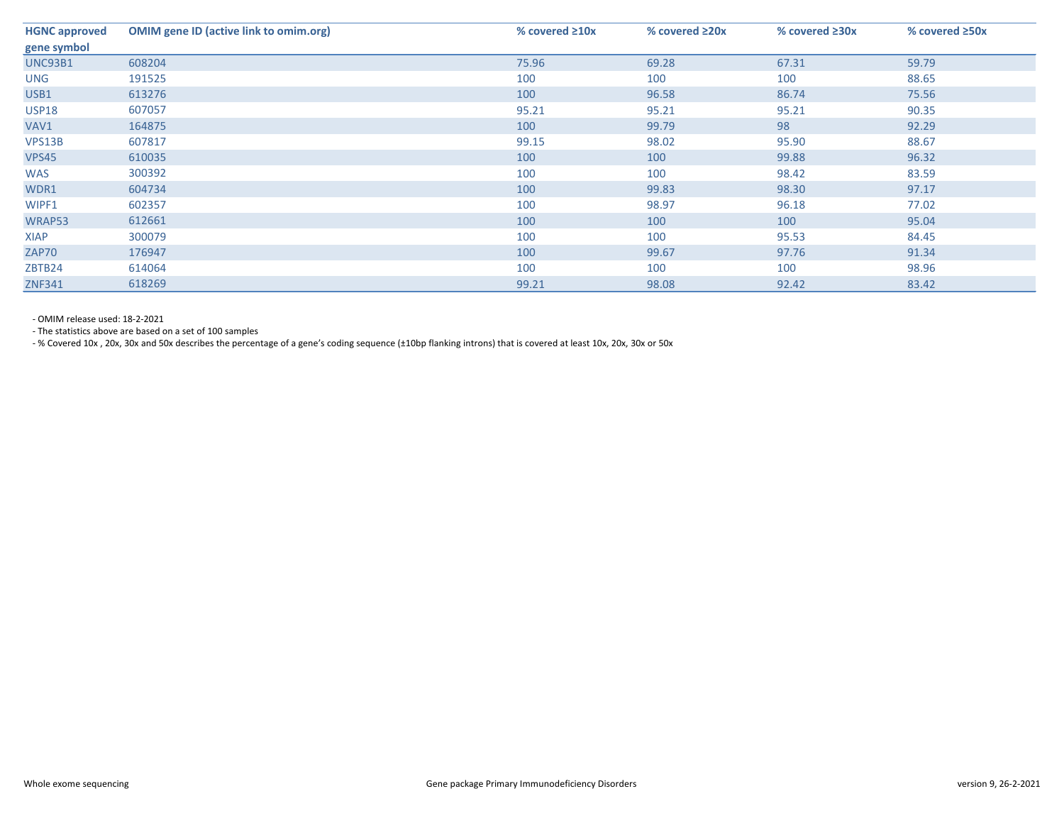| HGNC approved gene symbol | OMIM gene ID (active link to omim.org) | % covered ≥10x | % covered ≥20x | % covered ≥30x | % covered ≥50x |
|---|---|---|---|---|---|
| UNC93B1 | 608204 | 75.96 | 69.28 | 67.31 | 59.79 |
| UNG | 191525 | 100 | 100 | 100 | 88.65 |
| USB1 | 613276 | 100 | 96.58 | 86.74 | 75.56 |
| USP18 | 607057 | 95.21 | 95.21 | 95.21 | 90.35 |
| VAV1 | 164875 | 100 | 99.79 | 98 | 92.29 |
| VPS13B | 607817 | 99.15 | 98.02 | 95.90 | 88.67 |
| VPS45 | 610035 | 100 | 100 | 99.88 | 96.32 |
| WAS | 300392 | 100 | 100 | 98.42 | 83.59 |
| WDR1 | 604734 | 100 | 99.83 | 98.30 | 97.17 |
| WIPF1 | 602357 | 100 | 98.97 | 96.18 | 77.02 |
| WRAP53 | 612661 | 100 | 100 | 100 | 95.04 |
| XIAP | 300079 | 100 | 100 | 95.53 | 84.45 |
| ZAP70 | 176947 | 100 | 99.67 | 97.76 | 91.34 |
| ZBTB24 | 614064 | 100 | 100 | 100 | 98.96 |
| ZNF341 | 618269 | 99.21 | 98.08 | 92.42 | 83.42 |

- OMIM release used: 18-2-2021
- The statistics above are based on a set of 100 samples
- % Covered 10x , 20x, 30x and 50x describes the percentage of a gene's coding sequence (±10bp flanking introns) that is covered at least 10x, 20x, 30x or 50x